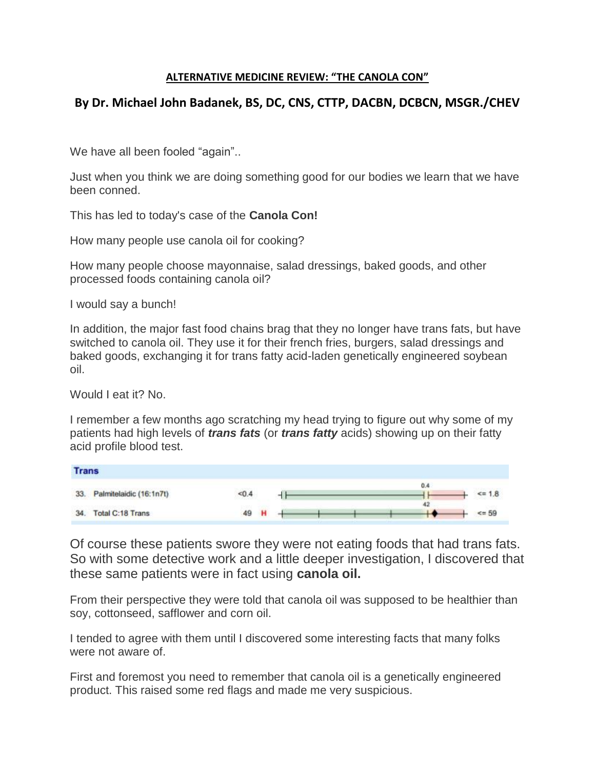# ALTERNATIVE MEDICINE REVIEW: "THE CANOLA CON"

## By Dr. Michael John Badanek, BS, DC, CNS, CTTP, DACBN, DCBCN, MSGR./CHEV

We have all been fooled "again"..

Just when you think we are doing something good for our bodies we learn that we have been conned.

This has led to today's case of the **Canola Con!**

How many people use canola oil for cooking?

How many people choose mayonnaise, salad dressings, baked goods, and other processed foods containing canola oil?

I would say a bunch!

In addition, the major fast food chains brag that they no longer have trans fats, but have switched to canola oil. They use it for their french fries, burgers, salad dressings and baked goods, exchanging it for trans fatty acid-laden genetically engineered soybean oil.

Would I eat it? No.

I remember a few months ago scratching my head trying to figure out why some of my patients had high levels of ***trans fats*** (or ***trans fatty*** acids) showing up on their fatty acid profile blood test.

| Trans | | | |
|---|---|---|---|
| 33. Palmitelaidic (16:1n7t) | <0.4 | 0.4 | <= 1.8 |
| 34. Total C:18 Trans | 49 H | 42 | <= 59 |

Of course these patients swore they were not eating foods that had trans fats. So with some detective work and a little deeper investigation, I discovered that these same patients were in fact using **canola oil.**

From their perspective they were told that canola oil was supposed to be healthier than soy, cottonseed, safflower and corn oil.

I tended to agree with them until I discovered some interesting facts that many folks were not aware of.

First and foremost you need to remember that canola oil is a genetically engineered product. This raised some red flags and made me very suspicious.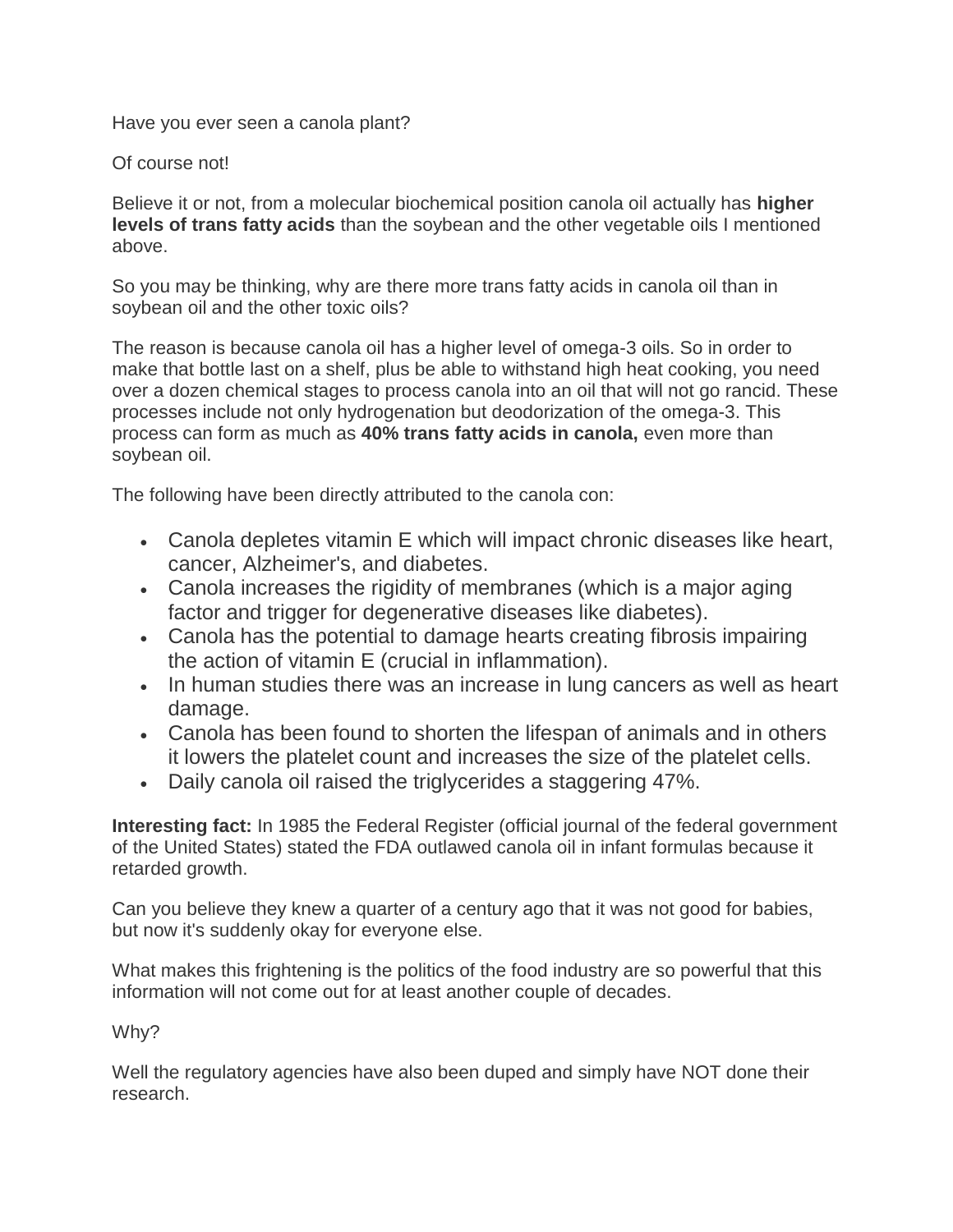Have you ever seen a canola plant?

Of course not!

Believe it or not, from a molecular biochemical position canola oil actually has **higher levels of trans fatty acids** than the soybean and the other vegetable oils I mentioned above.

So you may be thinking, why are there more trans fatty acids in canola oil than in soybean oil and the other toxic oils?

The reason is because canola oil has a higher level of omega-3 oils. So in order to make that bottle last on a shelf, plus be able to withstand high heat cooking, you need over a dozen chemical stages to process canola into an oil that will not go rancid. These processes include not only hydrogenation but deodorization of the omega-3. This process can form as much as **40% trans fatty acids in canola,** even more than soybean oil.

The following have been directly attributed to the canola con:

- Canola depletes vitamin E which will impact chronic diseases like heart, cancer, Alzheimer's, and diabetes.
- Canola increases the rigidity of membranes (which is a major aging factor and trigger for degenerative diseases like diabetes).
- Canola has the potential to damage hearts creating fibrosis impairing the action of vitamin E (crucial in inflammation).
- In human studies there was an increase in lung cancers as well as heart damage.
- Canola has been found to shorten the lifespan of animals and in others it lowers the platelet count and increases the size of the platelet cells.
- Daily canola oil raised the triglycerides a staggering 47%.

**Interesting fact:** In 1985 the Federal Register (official journal of the federal government of the United States) stated the FDA outlawed canola oil in infant formulas because it retarded growth.

Can you believe they knew a quarter of a century ago that it was not good for babies, but now it's suddenly okay for everyone else.

What makes this frightening is the politics of the food industry are so powerful that this information will not come out for at least another couple of decades.

Why?

Well the regulatory agencies have also been duped and simply have NOT done their research.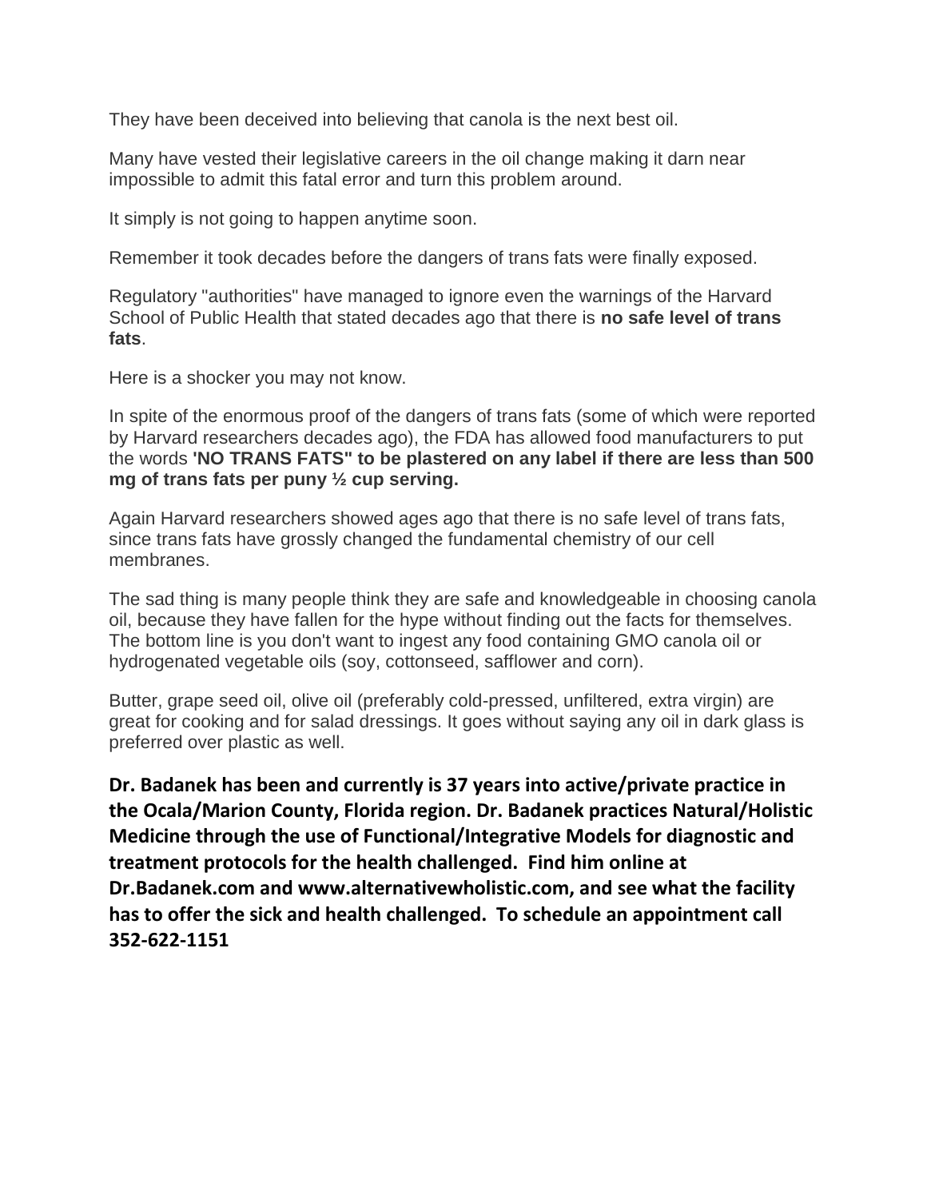They have been deceived into believing that canola is the next best oil.

Many have vested their legislative careers in the oil change making it darn near impossible to admit this fatal error and turn this problem around.

It simply is not going to happen anytime soon.

Remember it took decades before the dangers of trans fats were finally exposed.

Regulatory "authorities" have managed to ignore even the warnings of the Harvard School of Public Health that stated decades ago that there is **no safe level of trans fats**.

Here is a shocker you may not know.

In spite of the enormous proof of the dangers of trans fats (some of which were reported by Harvard researchers decades ago), the FDA has allowed food manufacturers to put the words **'NO TRANS FATS" to be plastered on any label if there are less than 500 mg of trans fats per puny ½ cup serving.**

Again Harvard researchers showed ages ago that there is no safe level of trans fats, since trans fats have grossly changed the fundamental chemistry of our cell membranes.

The sad thing is many people think they are safe and knowledgeable in choosing canola oil, because they have fallen for the hype without finding out the facts for themselves. The bottom line is you don't want to ingest any food containing GMO canola oil or hydrogenated vegetable oils (soy, cottonseed, safflower and corn).

Butter, grape seed oil, olive oil (preferably cold-pressed, unfiltered, extra virgin) are great for cooking and for salad dressings. It goes without saying any oil in dark glass is preferred over plastic as well.

**Dr. Badanek has been and currently is 37 years into active/private practice in the Ocala/Marion County, Florida region. Dr. Badanek practices Natural/Holistic Medicine through the use of Functional/Integrative Models for diagnostic and treatment protocols for the health challenged. Find him online at Dr.Badanek.com and www.alternativewholistic.com, and see what the facility has to offer the sick and health challenged. To schedule an appointment call 352-622-1151**